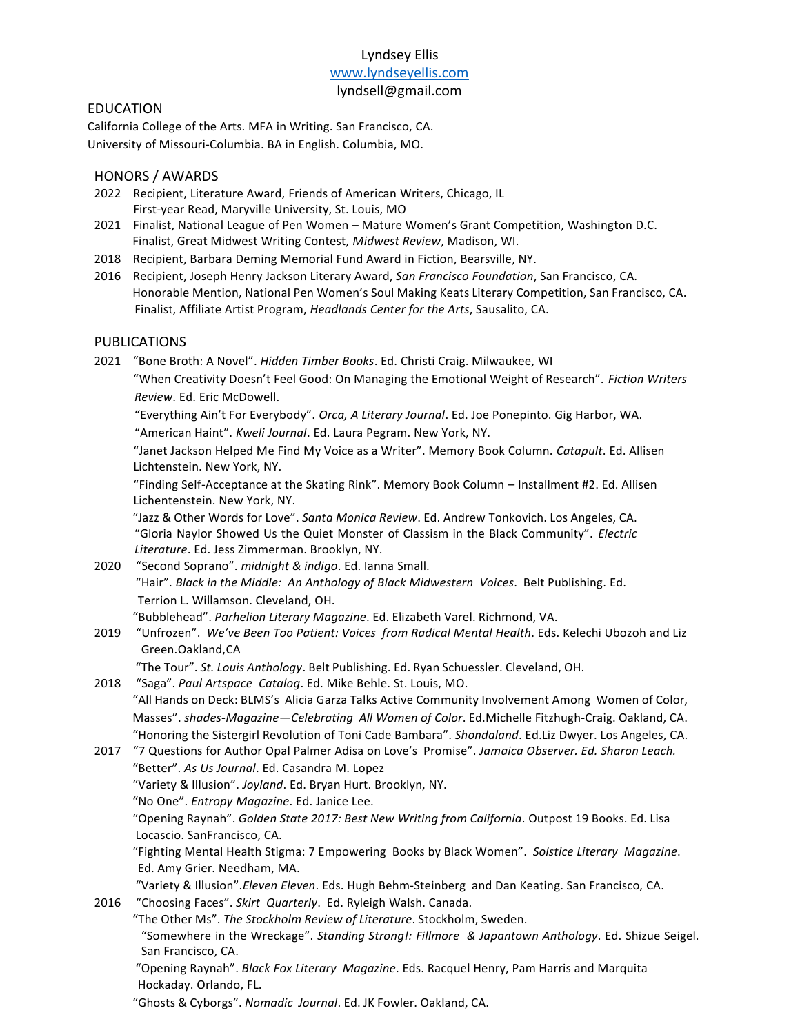Lyndsey Ellis
www.lyndseyellis.com
lyndsell@gmail.com

## EDUCATION

California College of the Arts. MFA in Writing. San Francisco, CA.
University of Missouri-Columbia. BA in English. Columbia, MO.

## HONORS / AWARDS

2022 Recipient, Literature Award, Friends of American Writers, Chicago, IL
First-year Read, Maryville University, St. Louis, MO

2021 Finalist, National League of Pen Women – Mature Women's Grant Competition, Washington D.C.
Finalist, Great Midwest Writing Contest, *Midwest Review*, Madison, WI.

2018 Recipient, Barbara Deming Memorial Fund Award in Fiction, Bearsville, NY.

2016 Recipient, Joseph Henry Jackson Literary Award, *San Francisco Foundation*, San Francisco, CA.
Honorable Mention, National Pen Women's Soul Making Keats Literary Competition, San Francisco, CA.
Finalist, Affiliate Artist Program, *Headlands Center for the Arts*, Sausalito, CA.

## PUBLICATIONS

2021 "Bone Broth: A Novel". *Hidden Timber Books*. Ed. Christi Craig. Milwaukee, WI

"When Creativity Doesn't Feel Good: On Managing the Emotional Weight of Research". *Fiction Writers Review*. Ed. Eric McDowell.

"Everything Ain't For Everybody". *Orca, A Literary Journal*. Ed. Joe Ponepinto. Gig Harbor, WA.

"American Haint". *Kweli Journal*. Ed. Laura Pegram. New York, NY.

"Janet Jackson Helped Me Find My Voice as a Writer". Memory Book Column. *Catapult*. Ed. Allisen Lichtenstein. New York, NY.

"Finding Self-Acceptance at the Skating Rink". Memory Book Column – Installment #2. Ed. Allisen Lichentenstein. New York, NY.

"Jazz & Other Words for Love". *Santa Monica Review*. Ed. Andrew Tonkovich. Los Angeles, CA.

"Gloria Naylor Showed Us the Quiet Monster of Classism in the Black Community". *Electric Literature*. Ed. Jess Zimmerman. Brooklyn, NY.

2020 "Second Soprano". *midnight & indigo*. Ed. Ianna Small.

"Hair". *Black in the Middle: An Anthology of Black Midwestern Voices*. Belt Publishing. Ed. Terrion L. Willamson. Cleveland, OH.

"Bubblehead". *Parhelion Literary Magazine*. Ed. Elizabeth Varel. Richmond, VA.

2019 "Unfrozen". *We've Been Too Patient: Voices from Radical Mental Health*. Eds. Kelechi Ubozoh and Liz Green.Oakland,CA

"The Tour". *St. Louis Anthology*. Belt Publishing. Ed. Ryan Schuessler. Cleveland, OH.

2018 "Saga". *Paul Artspace Catalog*. Ed. Mike Behle. St. Louis, MO.

"All Hands on Deck: BLMS's Alicia Garza Talks Active Community Involvement Among Women of Color, Masses". *shades-Magazine—Celebrating All Women of Color*. Ed.Michelle Fitzhugh-Craig. Oakland, CA.

"Honoring the Sistergirl Revolution of Toni Cade Bambara". *Shondaland*. Ed.Liz Dwyer. Los Angeles, CA.

2017 "7 Questions for Author Opal Palmer Adisa on Love's Promise". *Jamaica Observer. Ed. Sharon Leach.*

"Better". *As Us Journal*. Ed. Casandra M. Lopez

"Variety & Illusion". *Joyland*. Ed. Bryan Hurt. Brooklyn, NY.

"No One". *Entropy Magazine*. Ed. Janice Lee.

"Opening Raynah". *Golden State 2017: Best New Writing from California*. Outpost 19 Books. Ed. Lisa Locascio. SanFrancisco, CA.

"Fighting Mental Health Stigma: 7 Empowering Books by Black Women". *Solstice Literary Magazine*. Ed. Amy Grier. Needham, MA.

"Variety & Illusion".*Eleven Eleven*. Eds. Hugh Behm-Steinberg and Dan Keating. San Francisco, CA.

2016 "Choosing Faces". *Skirt Quarterly*. Ed. Ryleigh Walsh. Canada.

"The Other Ms". *The Stockholm Review of Literature*. Stockholm, Sweden.

"Somewhere in the Wreckage". *Standing Strong!: Fillmore & Japantown Anthology*. Ed. Shizue Seigel. San Francisco, CA.

"Opening Raynah". *Black Fox Literary Magazine*. Eds. Racquel Henry, Pam Harris and Marquita Hockaday. Orlando, FL.

"Ghosts & Cyborgs". *Nomadic Journal*. Ed. JK Fowler. Oakland, CA.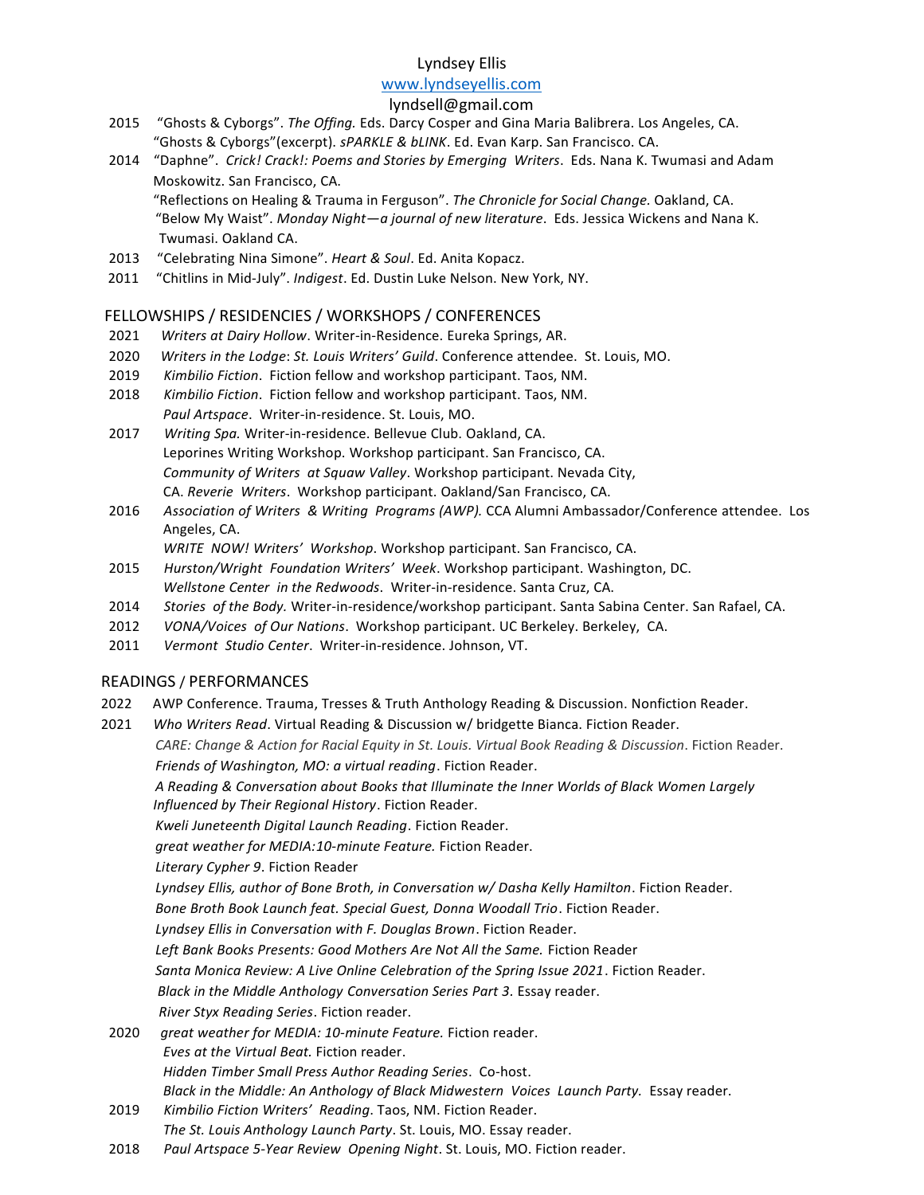Lyndsey Ellis
www.lyndseyellis.com
lyndsell@gmail.com

2015 "Ghosts & Cyborgs". *The Offing.* Eds. Darcy Cosper and Gina Maria Balibrera. Los Angeles, CA.
"Ghosts & Cyborgs"(excerpt). *sPARKLE & bLINK*. Ed. Evan Karp. San Francisco. CA.

2014 "Daphne". *Crick! Crack!: Poems and Stories by Emerging Writers*. Eds. Nana K. Twumasi and Adam Moskowitz. San Francisco, CA.
"Reflections on Healing & Trauma in Ferguson". *The Chronicle for Social Change.* Oakland, CA.
"Below My Waist". *Monday Night—a journal of new literature*. Eds. Jessica Wickens and Nana K. Twumasi. Oakland CA.

2013 "Celebrating Nina Simone". *Heart & Soul*. Ed. Anita Kopacz.

2011 "Chitlins in Mid-July". *Indigest*. Ed. Dustin Luke Nelson. New York, NY.

## FELLOWSHIPS / RESIDENCIES / WORKSHOPS / CONFERENCES

2021 *Writers at Dairy Hollow*. Writer-in-Residence. Eureka Springs, AR.

2020 *Writers in the Lodge*: *St. Louis Writers' Guild*. Conference attendee. St. Louis, MO.

2019 *Kimbilio Fiction*. Fiction fellow and workshop participant. Taos, NM.

2018 *Kimbilio Fiction*. Fiction fellow and workshop participant. Taos, NM.
*Paul Artspace*. Writer-in-residence. St. Louis, MO.

2017 *Writing Spa.* Writer-in-residence. Bellevue Club. Oakland, CA.
Leporines Writing Workshop. Workshop participant. San Francisco, CA.
*Community of Writers at Squaw Valley*. Workshop participant. Nevada City, CA.
*Reverie Writers*. Workshop participant. Oakland/San Francisco, CA.

2016 *Association of Writers & Writing Programs (AWP).* CCA Alumni Ambassador/Conference attendee. Los Angeles, CA.
*WRITE NOW! Writers' Workshop*. Workshop participant. San Francisco, CA.

2015 *Hurston/Wright Foundation Writers' Week*. Workshop participant. Washington, DC.
*Wellstone Center in the Redwoods*. Writer-in-residence. Santa Cruz, CA.

2014 *Stories of the Body.* Writer-in-residence/workshop participant. Santa Sabina Center. San Rafael, CA.

2012 *VONA/Voices of Our Nations*. Workshop participant. UC Berkeley. Berkeley, CA.

2011 *Vermont Studio Center*. Writer-in-residence. Johnson, VT.

## READINGS / PERFORMANCES

2022 AWP Conference. Trauma, Tresses & Truth Anthology Reading & Discussion. Nonfiction Reader.

2021 *Who Writers Read*. Virtual Reading & Discussion w/ bridgette Bianca. Fiction Reader.
*CARE: Change & Action for Racial Equity in St. Louis. Virtual Book Reading & Discussion*. Fiction Reader.
*Friends of Washington, MO: a virtual reading*. Fiction Reader.
*A Reading & Conversation about Books that Illuminate the Inner Worlds of Black Women Largely Influenced by Their Regional History*. Fiction Reader.
*Kweli Juneteenth Digital Launch Reading*. Fiction Reader.
*great weather for MEDIA:10-minute Feature.* Fiction Reader.
*Literary Cypher 9*. Fiction Reader
*Lyndsey Ellis, author of Bone Broth, in Conversation w/ Dasha Kelly Hamilton*. Fiction Reader.
*Bone Broth Book Launch feat. Special Guest, Donna Woodall Trio*. Fiction Reader.
*Lyndsey Ellis in Conversation with F. Douglas Brown*. Fiction Reader.
*Left Bank Books Presents: Good Mothers Are Not All the Same.* Fiction Reader
*Santa Monica Review: A Live Online Celebration of the Spring Issue 2021*. Fiction Reader.
*Black in the Middle Anthology Conversation Series Part 3*. Essay reader.
*River Styx Reading Series*. Fiction reader.

2020 *great weather for MEDIA: 10-minute Feature.* Fiction reader.
*Eves at the Virtual Beat.* Fiction reader.
*Hidden Timber Small Press Author Reading Series*. Co-host.
*Black in the Middle: An Anthology of Black Midwestern Voices Launch Party.* Essay reader.

2019 *Kimbilio Fiction Writers' Reading*. Taos, NM. Fiction Reader.
*The St. Louis Anthology Launch Party*. St. Louis, MO. Essay reader.

2018 *Paul Artspace 5-Year Review Opening Night*. St. Louis, MO. Fiction reader.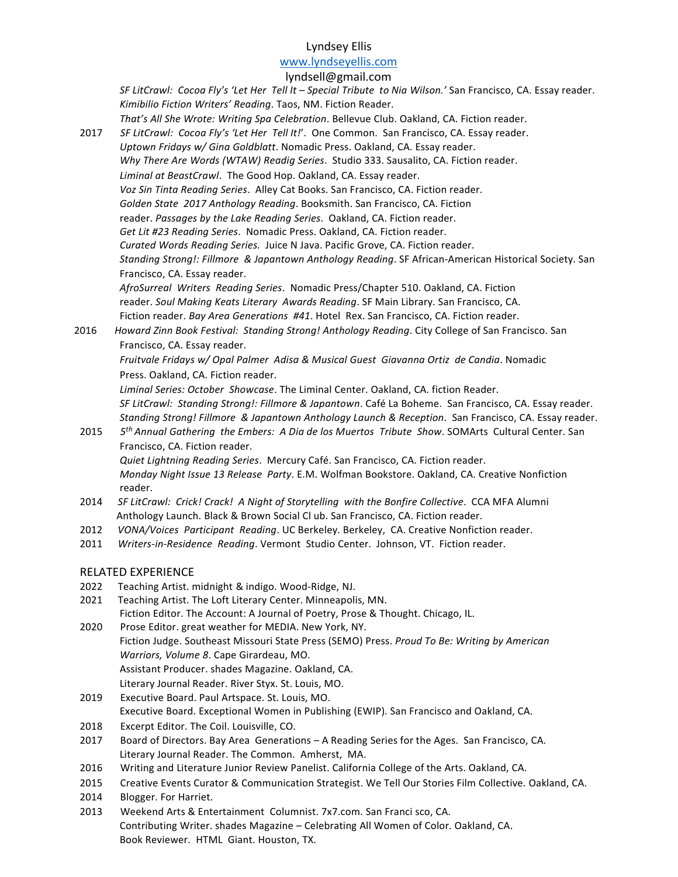Lyndsey Ellis
www.lyndseyellis.com
lyndsell@gmail.com

*SF LitCrawl: Cocoa Fly's 'Let Her Tell It – Special Tribute to Nia Wilson.'* San Francisco, CA. Essay reader.
*Kimibilio Fiction Writers' Reading*. Taos, NM. Fiction Reader.
*That's All She Wrote: Writing Spa Celebration*. Bellevue Club. Oakland, CA. Fiction reader.

2017 *SF LitCrawl: Cocoa Fly's 'Let Her Tell It!'*. One Common. San Francisco, CA. Essay reader.
*Uptown Fridays w/ Gina Goldblatt*. Nomadic Press. Oakland, CA. Essay reader.
*Why There Are Words (WTAW) Readig Series*. Studio 333. Sausalito, CA. Fiction reader.
*Liminal at BeastCrawl*. The Good Hop. Oakland, CA. Essay reader.
*Voz Sin Tinta Reading Series*. Alley Cat Books. San Francisco, CA. Fiction reader.
*Golden State 2017 Anthology Reading*. Booksmith. San Francisco, CA. Fiction reader.
*Passages by the Lake Reading Series*. Oakland, CA. Fiction reader.
*Get Lit #23 Reading Series*. Nomadic Press. Oakland, CA. Fiction reader.
*Curated Words Reading Series.* Juice N Java. Pacific Grove, CA. Fiction reader.
*Standing Strong!: Fillmore & Japantown Anthology Reading*. SF African-American Historical Society. San Francisco, CA. Essay reader.
*AfroSurreal Writers Reading Series*. Nomadic Press/Chapter 510. Oakland, CA. Fiction reader.
*Soul Making Keats Literary Awards Reading*. SF Main Library. San Francisco, CA. Fiction reader.
*Bay Area Generations #41*. Hotel Rex. San Francisco, CA. Fiction reader.

2016 *Howard Zinn Book Festival: Standing Strong! Anthology Reading*. City College of San Francisco. San Francisco, CA. Essay reader.
*Fruitvale Fridays w/ Opal Palmer Adisa & Musical Guest Giavanna Ortiz de Candia*. Nomadic Press. Oakland, CA. Fiction reader.
*Liminal Series: October Showcase*. The Liminal Center. Oakland, CA. fiction Reader.
*SF LitCrawl: Standing Strong!: Fillmore & Japantown*. Café La Boheme. San Francisco, CA. Essay reader.
*Standing Strong! Fillmore & Japantown Anthology Launch & Reception*. San Francisco, CA. Essay reader.

2015 *5th Annual Gathering the Embers: A Dia de los Muertos Tribute Show*. SOMArts Cultural Center. San Francisco, CA. Fiction reader.
*Quiet Lightning Reading Series*. Mercury Café. San Francisco, CA. Fiction reader.
*Monday Night Issue 13 Release Party*. E.M. Wolfman Bookstore. Oakland, CA. Creative Nonfiction reader.

2014 *SF LitCrawl: Crick! Crack! A Night of Storytelling with the Bonfire Collective*. CCA MFA Alumni Anthology Launch. Black & Brown Social Cl ub. San Francisco, CA. Fiction reader.

2012 *VONA/Voices Participant Reading*. UC Berkeley. Berkeley, CA. Creative Nonfiction reader.

2011 *Writers-in-Residence Reading*. Vermont Studio Center. Johnson, VT. Fiction reader.

## RELATED EXPERIENCE

2022 Teaching Artist. midnight & indigo. Wood-Ridge, NJ.

2021 Teaching Artist. The Loft Literary Center. Minneapolis, MN.
Fiction Editor. The Account: A Journal of Poetry, Prose & Thought. Chicago, IL.

2020 Prose Editor. great weather for MEDIA. New York, NY.
Fiction Judge. Southeast Missouri State Press (SEMO) Press. *Proud To Be: Writing by American Warriors, Volume 8*. Cape Girardeau, MO.
Assistant Producer. shades Magazine. Oakland, CA.
Literary Journal Reader. River Styx. St. Louis, MO.

2019 Executive Board. Paul Artspace. St. Louis, MO.
Executive Board. Exceptional Women in Publishing (EWIP). San Francisco and Oakland, CA.

2018 Excerpt Editor. The Coil. Louisville, CO.

2017 Board of Directors. Bay Area Generations – A Reading Series for the Ages. San Francisco, CA.
Literary Journal Reader. The Common. Amherst, MA.

2016 Writing and Literature Junior Review Panelist. California College of the Arts. Oakland, CA.

2015 Creative Events Curator & Communication Strategist. We Tell Our Stories Film Collective. Oakland, CA.

2014 Blogger. For Harriet.

2013 Weekend Arts & Entertainment Columnist. 7x7.com. San Franci sco, CA.
Contributing Writer. shades Magazine – Celebrating All Women of Color. Oakland, CA.
Book Reviewer. HTML Giant. Houston, TX.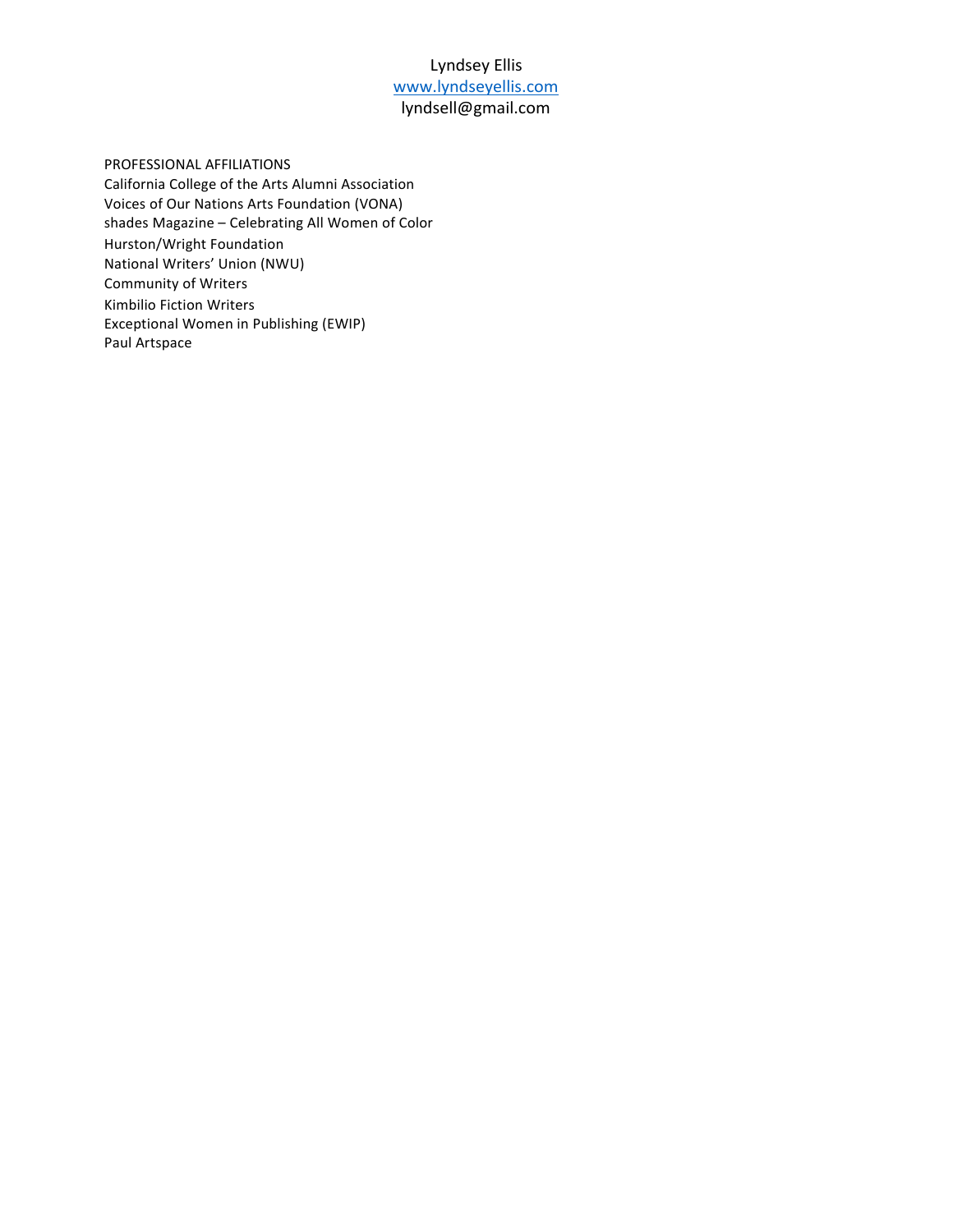Lyndsey Ellis
www.lyndseyellis.com
lyndsell@gmail.com

PROFESSIONAL AFFILIATIONS

California College of the Arts Alumni Association
Voices of Our Nations Arts Foundation (VONA)
shades Magazine – Celebrating All Women of Color
Hurston/Wright Foundation
National Writers' Union (NWU)
Community of Writers
Kimbilio Fiction Writers
Exceptional Women in Publishing (EWIP)
Paul Artspace